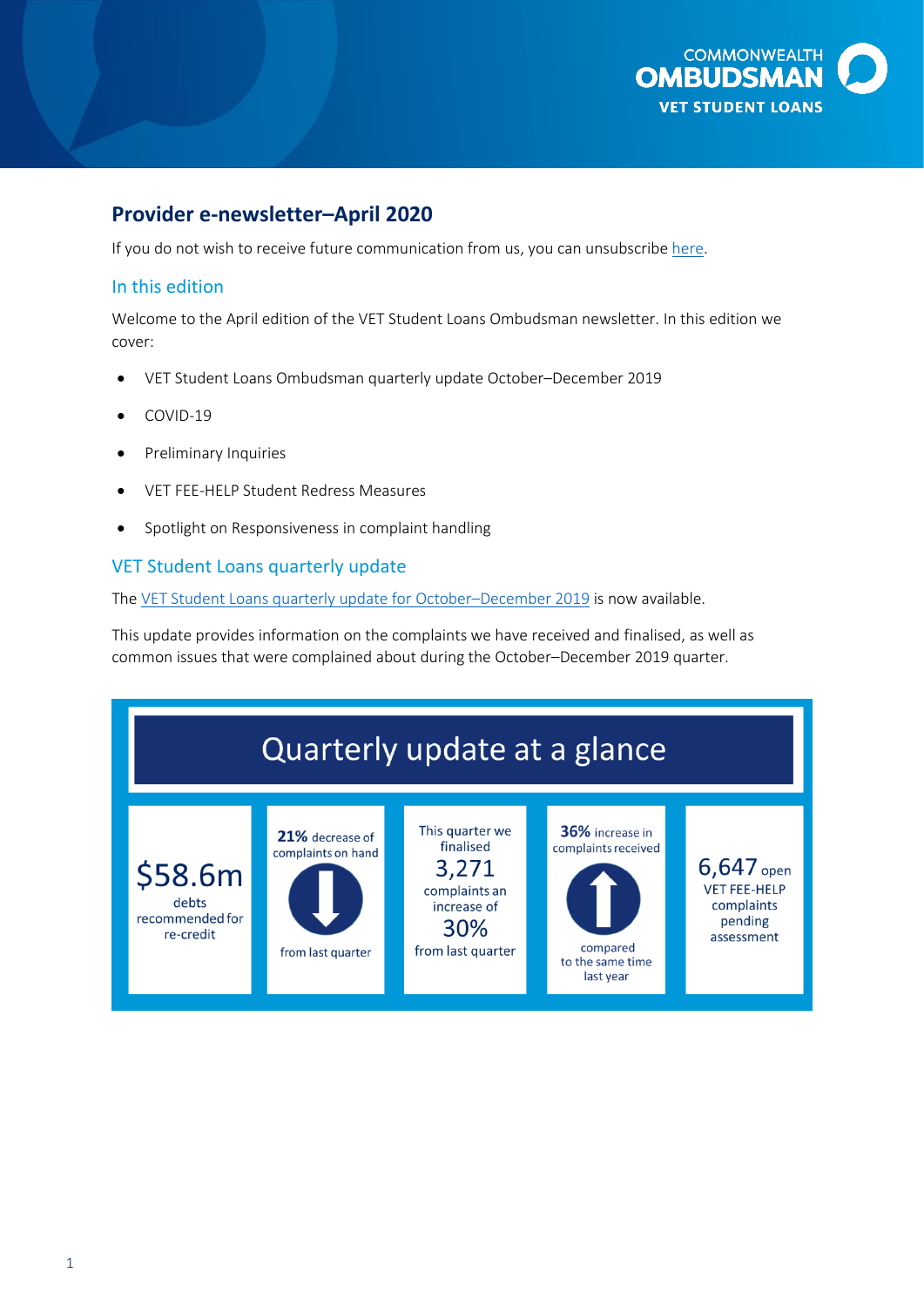COMMONWEALTH OMBUDSMAN
VET STUDENT LOANS

## Provider e-newsletter–April 2020

If you do not wish to receive future communication from us, you can unsubscribe here.

### In this edition

Welcome to the April edition of the VET Student Loans Ombudsman newsletter. In this edition we cover:

- VET Student Loans Ombudsman quarterly update October–December 2019
- COVID-19
- Preliminary Inquiries
- VET FEE-HELP Student Redress Measures
- Spotlight on Responsiveness in complaint handling

### VET Student Loans quarterly update

The VET Student Loans quarterly update for October–December 2019 is now available.

This update provides information on the complaints we have received and finalised, as well as common issues that were complained about during the October–December 2019 quarter.

**Quarterly update at a glance**

- **$58.6m** debts recommended for re-credit
- **21%** decrease of complaints on hand from last quarter
- This quarter we finalised **3,271** complaints an increase of **30%** from last quarter
- **36%** increase in complaints received compared to the same time last year
- **6,647** open VET FEE-HELP complaints pending assessment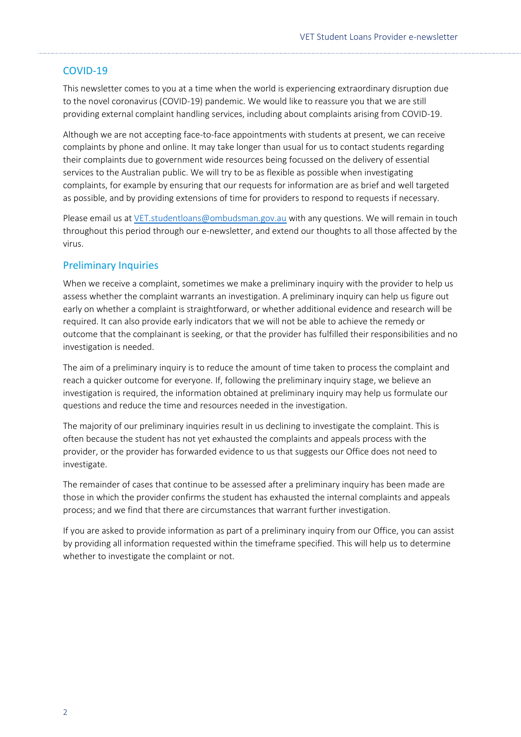## COVID-19

This newsletter comes to you at a time when the world is experiencing extraordinary disruption due to the novel coronavirus (COVID-19) pandemic. We would like to reassure you that we are still providing external complaint handling services, including about complaints arising from COVID-19.

Although we are not accepting face-to-face appointments with students at present, we can receive complaints by phone and online. It may take longer than usual for us to contact students regarding their complaints due to government wide resources being focussed on the delivery of essential services to the Australian public. We will try to be as flexible as possible when investigating complaints, for example by ensuring that our requests for information are as brief and well targeted as possible, and by providing extensions of time for providers to respond to requests if necessary.

Please email us at VET.studentloans@ombudsman.gov.au with any questions. We will remain in touch throughout this period through our e-newsletter, and extend our thoughts to all those affected by the virus.

## Preliminary Inquiries

When we receive a complaint, sometimes we make a preliminary inquiry with the provider to help us assess whether the complaint warrants an investigation. A preliminary inquiry can help us figure out early on whether a complaint is straightforward, or whether additional evidence and research will be required. It can also provide early indicators that we will not be able to achieve the remedy or outcome that the complainant is seeking, or that the provider has fulfilled their responsibilities and no investigation is needed.

The aim of a preliminary inquiry is to reduce the amount of time taken to process the complaint and reach a quicker outcome for everyone. If, following the preliminary inquiry stage, we believe an investigation is required, the information obtained at preliminary inquiry may help us formulate our questions and reduce the time and resources needed in the investigation.

The majority of our preliminary inquiries result in us declining to investigate the complaint. This is often because the student has not yet exhausted the complaints and appeals process with the provider, or the provider has forwarded evidence to us that suggests our Office does not need to investigate.

The remainder of cases that continue to be assessed after a preliminary inquiry has been made are those in which the provider confirms the student has exhausted the internal complaints and appeals process; and we find that there are circumstances that warrant further investigation.

If you are asked to provide information as part of a preliminary inquiry from our Office, you can assist by providing all information requested within the timeframe specified. This will help us to determine whether to investigate the complaint or not.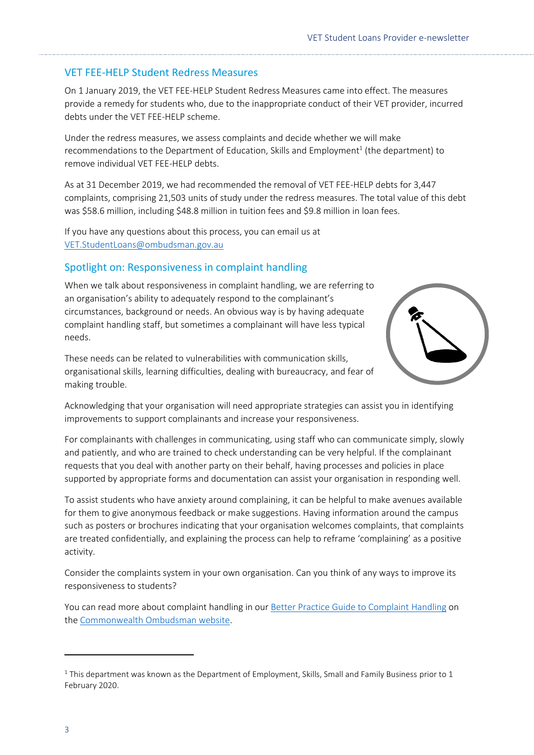## VET FEE-HELP Student Redress Measures

On 1 January 2019, the VET FEE-HELP Student Redress Measures came into effect. The measures provide a remedy for students who, due to the inappropriate conduct of their VET provider, incurred debts under the VET FEE-HELP scheme.

Under the redress measures, we assess complaints and decide whether we will make recommendations to the Department of Education, Skills and Employment[1] (the department) to remove individual VET FEE-HELP debts.

As at 31 December 2019, we had recommended the removal of VET FEE-HELP debts for 3,447 complaints, comprising 21,503 units of study under the redress measures. The total value of this debt was $58.6 million, including $48.8 million in tuition fees and $9.8 million in loan fees.

If you have any questions about this process, you can email us at [VET.StudentLoans@ombudsman.gov.au](mailto:VET.StudentLoans@ombudsman.gov.au)

## Spotlight on: Responsiveness in complaint handling

When we talk about responsiveness in complaint handling, we are referring to an organisation's ability to adequately respond to the complainant's circumstances, background or needs. An obvious way is by having adequate complaint handling staff, but sometimes a complainant will have less typical needs.

These needs can be related to vulnerabilities with communication skills, organisational skills, learning difficulties, dealing with bureaucracy, and fear of making trouble.

Acknowledging that your organisation will need appropriate strategies can assist you in identifying improvements to support complainants and increase your responsiveness.

For complainants with challenges in communicating, using staff who can communicate simply, slowly and patiently, and who are trained to check understanding can be very helpful. If the complainant requests that you deal with another party on their behalf, having processes and policies in place supported by appropriate forms and documentation can assist your organisation in responding well.

To assist students who have anxiety around complaining, it can be helpful to make avenues available for them to give anonymous feedback or make suggestions. Having information around the campus such as posters or brochures indicating that your organisation welcomes complaints, that complaints are treated confidentially, and explaining the process can help to reframe 'complaining' as a positive activity.

Consider the complaints system in your own organisation. Can you think of any ways to improve its responsiveness to students?

You can read more about complaint handling in our Better Practice Guide to Complaint Handling on the Commonwealth Ombudsman website.

---

[1] This department was known as the Department of Employment, Skills, Small and Family Business prior to 1 February 2020.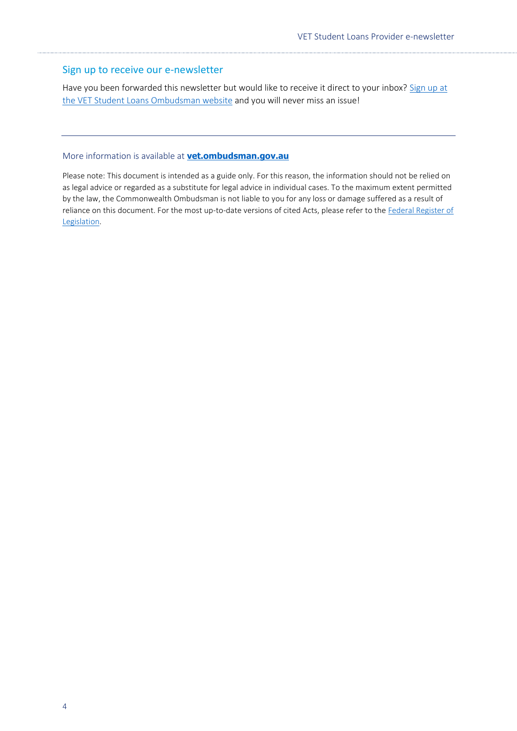## Sign up to receive our e-newsletter

Have you been forwarded this newsletter but would like to receive it direct to your inbox? Sign up at the VET Student Loans Ombudsman website and you will never miss an issue!

---

More information is available at **vet.ombudsman.gov.au**

Please note: This document is intended as a guide only. For this reason, the information should not be relied on as legal advice or regarded as a substitute for legal advice in individual cases. To the maximum extent permitted by the law, the Commonwealth Ombudsman is not liable to you for any loss or damage suffered as a result of reliance on this document. For the most up-to-date versions of cited Acts, please refer to the Federal Register of Legislation.